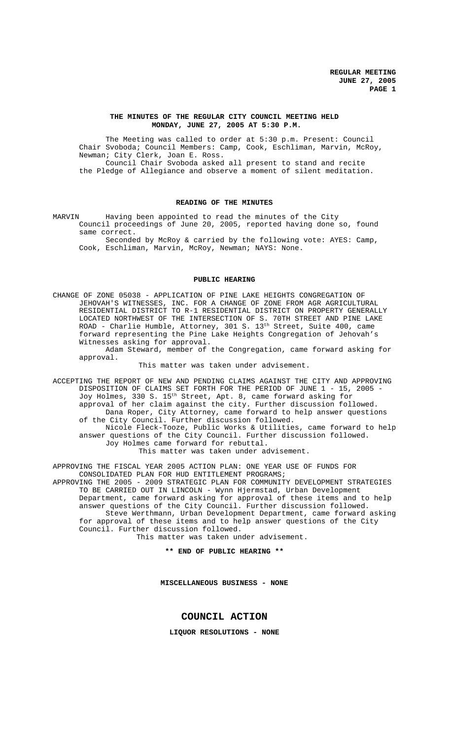**THE MINUTES OF THE REGULAR CITY COUNCIL MEETING HELD MONDAY, JUNE 27, 2005 AT 5:30 P.M.**

The Meeting was called to order at 5:30 p.m. Present: Council Chair Svoboda; Council Members: Camp, Cook, Eschliman, Marvin, McRoy, Newman; City Clerk, Joan E. Ross.

Council Chair Svoboda asked all present to stand and recite the Pledge of Allegiance and observe a moment of silent meditation.

## READING OF THE MINUTES

MARVIN Having been appointed to read the minutes of the City Council proceedings of June 20, 2005, reported having done so, found same correct.

Seconded by McRoy & carried by the following vote: AYES: Camp, Cook, Eschliman, Marvin, McRoy, Newman; NAYS: None.

## PUBLIC HEARING

CHANGE OF ZONE 05038 - APPLICATION OF PINE LAKE HEIGHTS CONGREGATION OF JEHOVAH'S WITNESSES, INC. FOR A CHANGE OF ZONE FROM AGR AGRICULTURAL RESIDENTIAL DISTRICT TO R-1 RESIDENTIAL DISTRICT ON PROPERTY GENERALLY LOCATED NORTHWEST OF THE INTERSECTION OF S. 70TH STREET AND PINE LAKE ROAD - Charlie Humble, Attorney, 301 S. 13th Street, Suite 400, came forward representing the Pine Lake Heights Congregation of Jehovah's Witnesses asking for approval.

Adam Steward, member of the Congregation, came forward asking for approval.

This matter was taken under advisement.

ACCEPTING THE REPORT OF NEW AND PENDING CLAIMS AGAINST THE CITY AND APPROVING DISPOSITION OF CLAIMS SET FORTH FOR THE PERIOD OF JUNE 1 - 15, 2005 - Joy Holmes, 330 S. 15th Street, Apt. 8, came forward asking for approval of her claim against the city. Further discussion followed.

Dana Roper, City Attorney, came forward to help answer questions of the City Council. Further discussion followed.

Nicole Fleck-Tooze, Public Works & Utilities, came forward to help answer questions of the City Council. Further discussion followed.

Joy Holmes came forward for rebuttal.

This matter was taken under advisement.

APPROVING THE FISCAL YEAR 2005 ACTION PLAN: ONE YEAR USE OF FUNDS FOR CONSOLIDATED PLAN FOR HUD ENTITLEMENT PROGRAMS;

APPROVING THE 2005 - 2009 STRATEGIC PLAN FOR COMMUNITY DEVELOPMENT STRATEGIES TO BE CARRIED OUT IN LINCOLN - Wynn Hjermstad, Urban Development Department, came forward asking for approval of these items and to help answer questions of the City Council. Further discussion followed.

Steve Werthmann, Urban Development Department, came forward asking for approval of these items and to help answer questions of the City Council. Further discussion followed.

This matter was taken under advisement.

**\*\* END OF PUBLIC HEARING \*\***

**MISCELLANEOUS BUSINESS - NONE**

# COUNCIL ACTION

**LIQUOR RESOLUTIONS - NONE**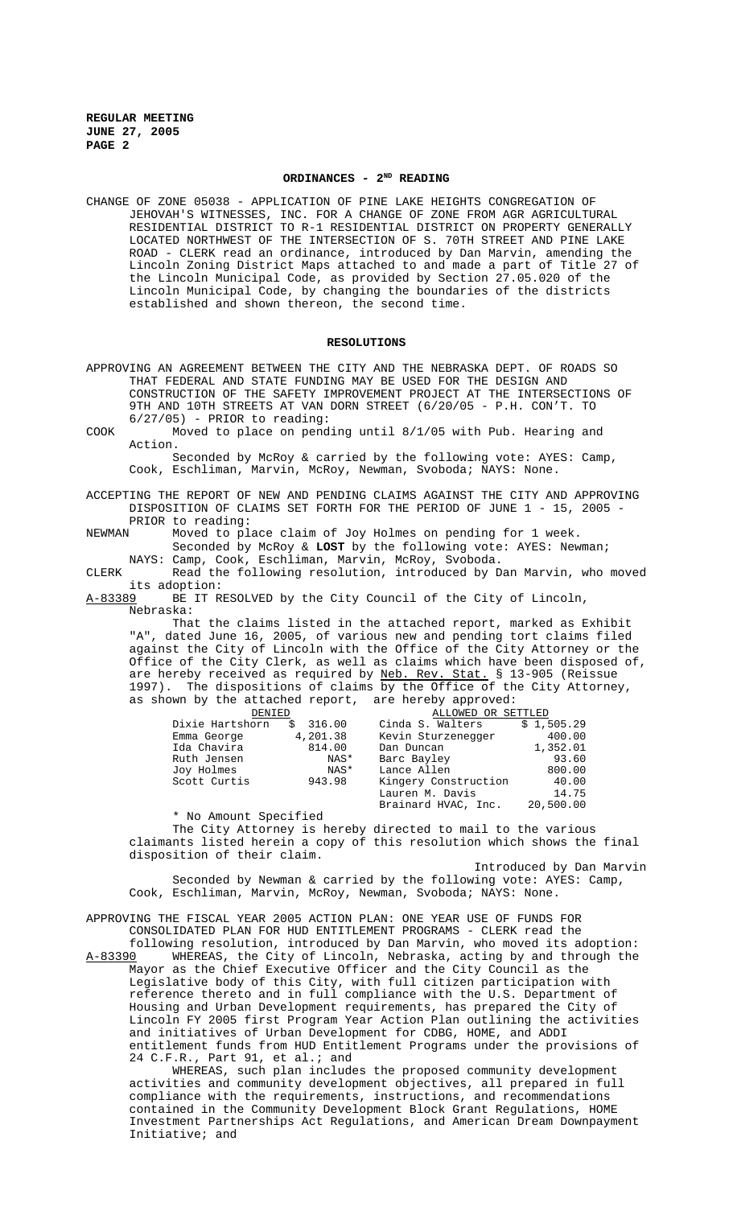## ORDINANCES - 2ND READING

CHANGE OF ZONE 05038 - APPLICATION OF PINE LAKE HEIGHTS CONGREGATION OF JEHOVAH'S WITNESSES, INC. FOR A CHANGE OF ZONE FROM AGR AGRICULTURAL RESIDENTIAL DISTRICT TO R-1 RESIDENTIAL DISTRICT ON PROPERTY GENERALLY LOCATED NORTHWEST OF THE INTERSECTION OF S. 70TH STREET AND PINE LAKE ROAD - CLERK read an ordinance, introduced by Dan Marvin, amending the Lincoln Zoning District Maps attached to and made a part of Title 27 of the Lincoln Municipal Code, as provided by Section 27.05.020 of the Lincoln Municipal Code, by changing the boundaries of the districts established and shown thereon, the second time.

## RESOLUTIONS

APPROVING AN AGREEMENT BETWEEN THE CITY AND THE NEBRASKA DEPT. OF ROADS SO THAT FEDERAL AND STATE FUNDING MAY BE USED FOR THE DESIGN AND CONSTRUCTION OF THE SAFETY IMPROVEMENT PROJECT AT THE INTERSECTIONS OF 9TH AND 10TH STREETS AT VAN DORN STREET (6/20/05 - P.H. CON'T. TO 6/27/05) - PRIOR to reading:

COOK Moved to place on pending until 8/1/05 with Pub. Hearing and Action.

Seconded by McRoy & carried by the following vote: AYES: Camp, Cook, Eschliman, Marvin, McRoy, Newman, Svoboda; NAYS: None.

ACCEPTING THE REPORT OF NEW AND PENDING CLAIMS AGAINST THE CITY AND APPROVING DISPOSITION OF CLAIMS SET FORTH FOR THE PERIOD OF JUNE 1 - 15, 2005 - PRIOR to reading:

NEWMAN Moved to place claim of Joy Holmes on pending for 1 week.

Seconded by McRoy & **LOST** by the following vote: AYES: Newman; NAYS: Camp, Cook, Eschliman, Marvin, McRoy, Svoboda.

CLERK Read the following resolution, introduced by Dan Marvin, who moved its adoption:

A-83389 BE IT RESOLVED by the City Council of the City of Lincoln, Nebraska:

That the claims listed in the attached report, marked as Exhibit "A", dated June 16, 2005, of various new and pending tort claims filed against the City of Lincoln with the Office of the City Attorney or the Office of the City Clerk, as well as claims which have been disposed of, are hereby received as required by Neb. Rev. Stat. § 13-905 (Reissue 1997). The dispositions of claims by the Office of the City Attorney, as shown by the attached report, are hereby approved:

| DENIED | | ALLOWED OR SETTLED | |
|---|---|---|---|
| Dixie Hartshorn | $ 316.00 | Cinda S. Walters | $ 1,505.29 |
| Emma George | 4,201.38 | Kevin Sturzenegger | 400.00 |
| Ida Chavira | 814.00 | Dan Duncan | 1,352.01 |
| Ruth Jensen | NAS* | Barc Bayley | 93.60 |
| Joy Holmes | NAS* | Lance Allen | 800.00 |
| Scott Curtis | 943.98 | Kingery Construction | 40.00 |
| | | Lauren M. Davis | 14.75 |
| | | Brainard HVAC, Inc. | 20,500.00 |

\* No Amount Specified

The City Attorney is hereby directed to mail to the various claimants listed herein a copy of this resolution which shows the final disposition of their claim.

Introduced by Dan Marvin

Seconded by Newman & carried by the following vote: AYES: Camp, Cook, Eschliman, Marvin, McRoy, Newman, Svoboda; NAYS: None.

APPROVING THE FISCAL YEAR 2005 ACTION PLAN: ONE YEAR USE OF FUNDS FOR CONSOLIDATED PLAN FOR HUD ENTITLEMENT PROGRAMS - CLERK read the following resolution, introduced by Dan Marvin, who moved its adoption:

A-83390 WHEREAS, the City of Lincoln, Nebraska, acting by and through the Mayor as the Chief Executive Officer and the City Council as the Legislative body of this City, with full citizen participation with reference thereto and in full compliance with the U.S. Department of Housing and Urban Development requirements, has prepared the City of Lincoln FY 2005 first Program Year Action Plan outlining the activities and initiatives of Urban Development for CDBG, HOME, and ADDI entitlement funds from HUD Entitlement Programs under the provisions of 24 C.F.R., Part 91, et al.; and

WHEREAS, such plan includes the proposed community development activities and community development objectives, all prepared in full compliance with the requirements, instructions, and recommendations contained in the Community Development Block Grant Regulations, HOME Investment Partnerships Act Regulations, and American Dream Downpayment Initiative; and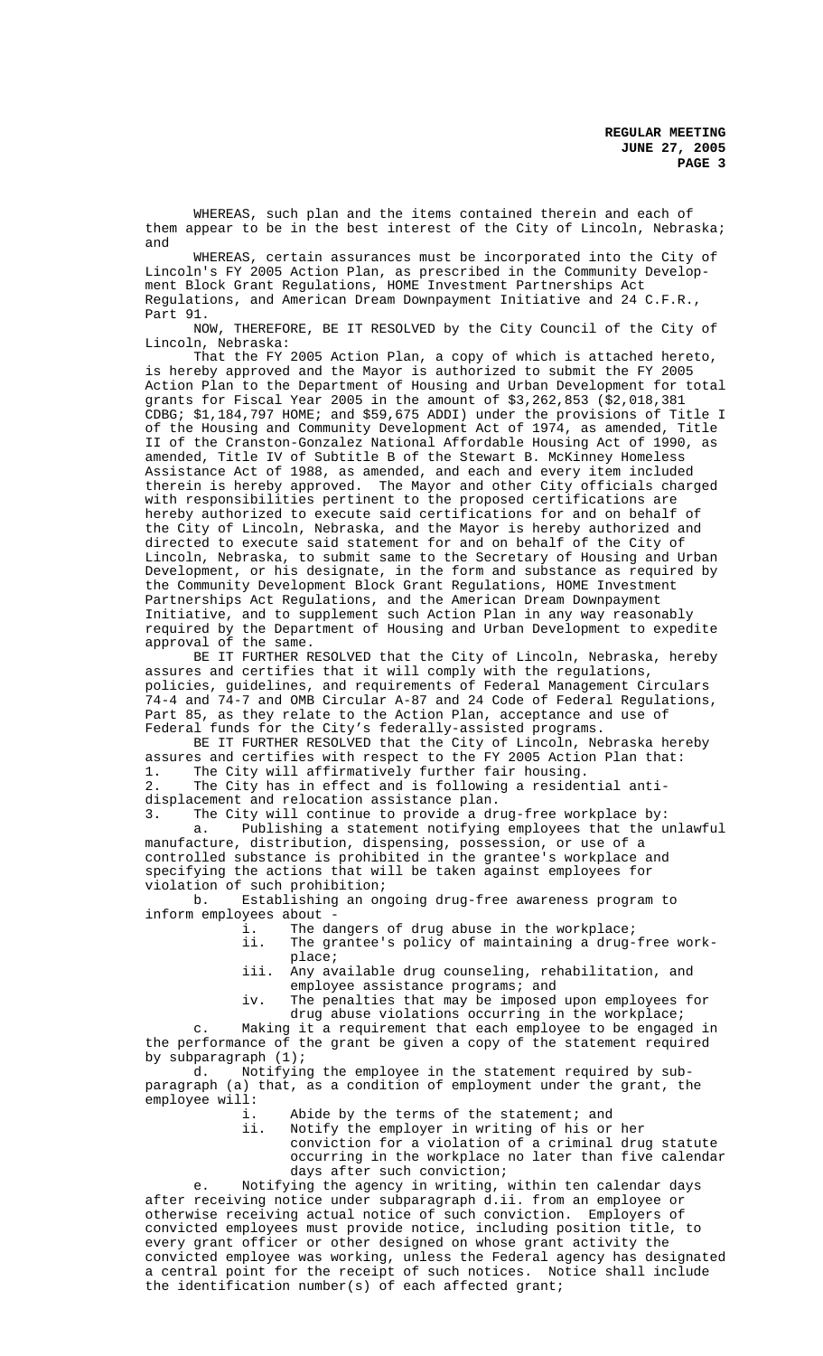WHEREAS, such plan and the items contained therein and each of them appear to be in the best interest of the City of Lincoln, Nebraska; and

WHEREAS, certain assurances must be incorporated into the City of Lincoln's FY 2005 Action Plan, as prescribed in the Community Development Block Grant Regulations, HOME Investment Partnerships Act Regulations, and American Dream Downpayment Initiative and 24 C.F.R., Part 91.

NOW, THEREFORE, BE IT RESOLVED by the City Council of the City of Lincoln, Nebraska:

That the FY 2005 Action Plan, a copy of which is attached hereto, is hereby approved and the Mayor is authorized to submit the FY 2005 Action Plan to the Department of Housing and Urban Development for total grants for Fiscal Year 2005 in the amount of $3,262,853 ($2,018,381 CDBG; $1,184,797 HOME; and $59,675 ADDI) under the provisions of Title I of the Housing and Community Development Act of 1974, as amended, Title II of the Cranston-Gonzalez National Affordable Housing Act of 1990, as amended, Title IV of Subtitle B of the Stewart B. McKinney Homeless Assistance Act of 1988, as amended, and each and every item included therein is hereby approved. The Mayor and other City officials charged with responsibilities pertinent to the proposed certifications are hereby authorized to execute said certifications for and on behalf of the City of Lincoln, Nebraska, and the Mayor is hereby authorized and directed to execute said statement for and on behalf of the City of Lincoln, Nebraska, to submit same to the Secretary of Housing and Urban Development, or his designate, in the form and substance as required by the Community Development Block Grant Regulations, HOME Investment Partnerships Act Regulations, and the American Dream Downpayment Initiative, and to supplement such Action Plan in any way reasonably required by the Department of Housing and Urban Development to expedite approval of the same.

BE IT FURTHER RESOLVED that the City of Lincoln, Nebraska, hereby assures and certifies that it will comply with the regulations, policies, guidelines, and requirements of Federal Management Circulars 74-4 and 74-7 and OMB Circular A-87 and 24 Code of Federal Regulations, Part 85, as they relate to the Action Plan, acceptance and use of Federal funds for the City's federally-assisted programs.

BE IT FURTHER RESOLVED that the City of Lincoln, Nebraska hereby assures and certifies with respect to the FY 2005 Action Plan that:

1. The City will affirmatively further fair housing.
2. The City has in effect and is following a residential anti-displacement and relocation assistance plan.
3. The City will continue to provide a drug-free workplace by:
   a. Publishing a statement notifying employees that the unlawful manufacture, distribution, dispensing, possession, or use of a controlled substance is prohibited in the grantee's workplace and specifying the actions that will be taken against employees for violation of such prohibition;
   b. Establishing an ongoing drug-free awareness program to inform employees about -
      i. The dangers of drug abuse in the workplace;
      ii. The grantee's policy of maintaining a drug-free workplace;
      iii. Any available drug counseling, rehabilitation, and employee assistance programs; and
      iv. The penalties that may be imposed upon employees for drug abuse violations occurring in the workplace;
   c. Making it a requirement that each employee to be engaged in the performance of the grant be given a copy of the statement required by subparagraph (1);
   d. Notifying the employee in the statement required by subparagraph (a) that, as a condition of employment under the grant, the employee will:
      i. Abide by the terms of the statement; and
      ii. Notify the employer in writing of his or her conviction for a violation of a criminal drug statute occurring in the workplace no later than five calendar days after such conviction;
   e. Notifying the agency in writing, within ten calendar days after receiving notice under subparagraph d.ii. from an employee or otherwise receiving actual notice of such conviction. Employers of convicted employees must provide notice, including position title, to every grant officer or other designed on whose grant activity the convicted employee was working, unless the Federal agency has designated a central point for the receipt of such notices. Notice shall include the identification number(s) of each affected grant;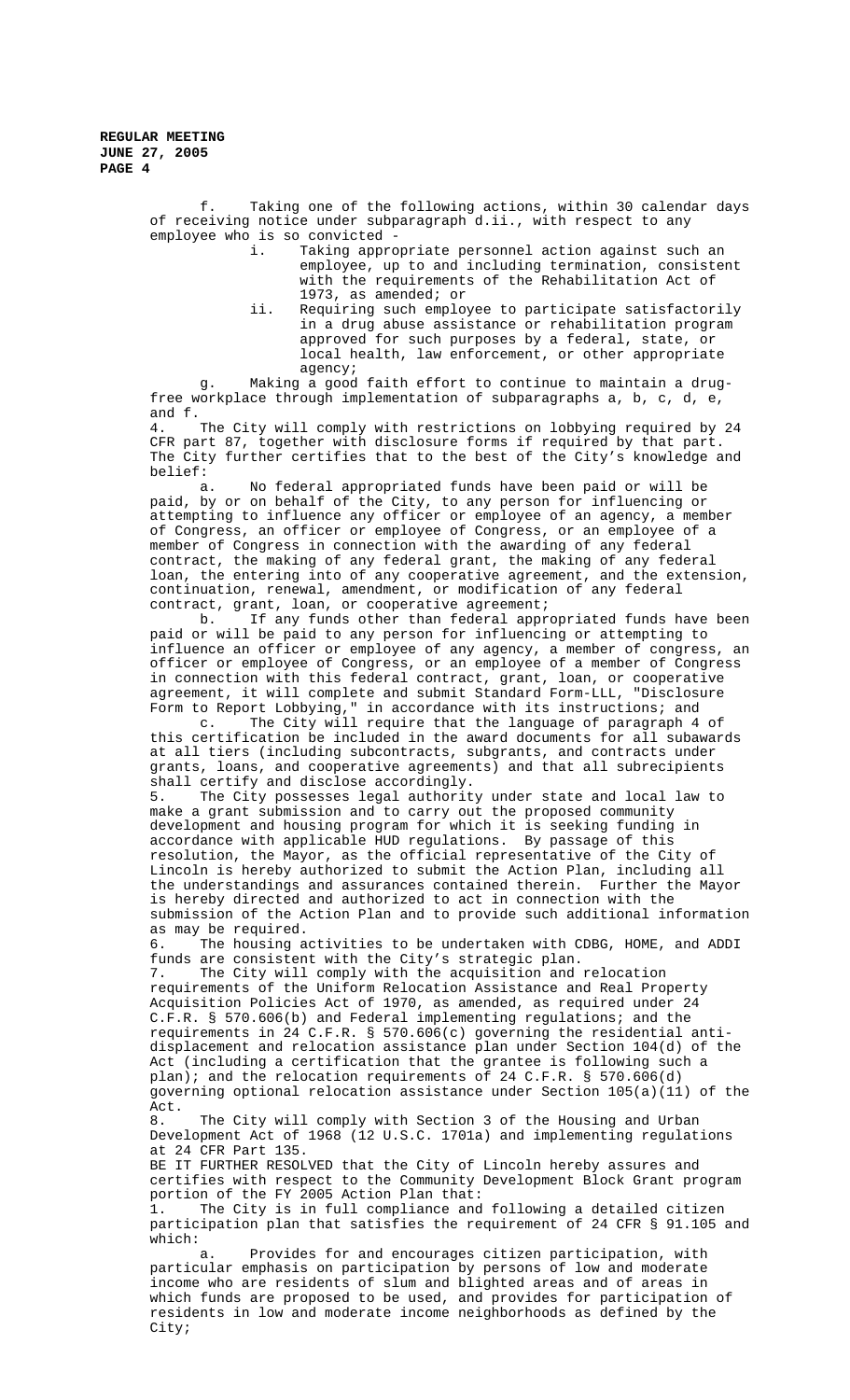f. Taking one of the following actions, within 30 calendar days of receiving notice under subparagraph d.ii., with respect to any employee who is so convicted -

i. Taking appropriate personnel action against such an employee, up to and including termination, consistent with the requirements of the Rehabilitation Act of 1973, as amended; or

ii. Requiring such employee to participate satisfactorily in a drug abuse assistance or rehabilitation program approved for such purposes by a federal, state, or local health, law enforcement, or other appropriate agency;

g. Making a good faith effort to continue to maintain a drug-free workplace through implementation of subparagraphs a, b, c, d, e, and f.

4. The City will comply with restrictions on lobbying required by 24 CFR part 87, together with disclosure forms if required by that part. The City further certifies that to the best of the City's knowledge and belief:

a. No federal appropriated funds have been paid or will be paid, by or on behalf of the City, to any person for influencing or attempting to influence any officer or employee of an agency, a member of Congress, an officer or employee of Congress, or an employee of a member of Congress in connection with the awarding of any federal contract, the making of any federal grant, the making of any federal loan, the entering into of any cooperative agreement, and the extension, continuation, renewal, amendment, or modification of any federal contract, grant, loan, or cooperative agreement;

b. If any funds other than federal appropriated funds have been paid or will be paid to any person for influencing or attempting to influence an officer or employee of any agency, a member of congress, an officer or employee of Congress, or an employee of a member of Congress in connection with this federal contract, grant, loan, or cooperative agreement, it will complete and submit Standard Form-LLL, "Disclosure Form to Report Lobbying," in accordance with its instructions; and

c. The City will require that the language of paragraph 4 of this certification be included in the award documents for all subawards at all tiers (including subcontracts, subgrants, and contracts under grants, loans, and cooperative agreements) and that all subrecipients shall certify and disclose accordingly.

5. The City possesses legal authority under state and local law to make a grant submission and to carry out the proposed community development and housing program for which it is seeking funding in accordance with applicable HUD regulations. By passage of this resolution, the Mayor, as the official representative of the City of Lincoln is hereby authorized to submit the Action Plan, including all the understandings and assurances contained therein. Further the Mayor is hereby directed and authorized to act in connection with the submission of the Action Plan and to provide such additional information as may be required.

6. The housing activities to be undertaken with CDBG, HOME, and ADDI funds are consistent with the City's strategic plan.

7. The City will comply with the acquisition and relocation requirements of the Uniform Relocation Assistance and Real Property Acquisition Policies Act of 1970, as amended, as required under 24 C.F.R. § 570.606(b) and Federal implementing regulations; and the requirements in 24 C.F.R. § 570.606(c) governing the residential anti-displacement and relocation assistance plan under Section 104(d) of the Act (including a certification that the grantee is following such a plan); and the relocation requirements of 24 C.F.R. § 570.606(d) governing optional relocation assistance under Section 105(a)(11) of the Act.

8. The City will comply with Section 3 of the Housing and Urban Development Act of 1968 (12 U.S.C. 1701a) and implementing regulations at 24 CFR Part 135.

BE IT FURTHER RESOLVED that the City of Lincoln hereby assures and certifies with respect to the Community Development Block Grant program portion of the FY 2005 Action Plan that:

1. The City is in full compliance and following a detailed citizen participation plan that satisfies the requirement of 24 CFR § 91.105 and which:

a. Provides for and encourages citizen participation, with particular emphasis on participation by persons of low and moderate income who are residents of slum and blighted areas and of areas in which funds are proposed to be used, and provides for participation of residents in low and moderate income neighborhoods as defined by the City;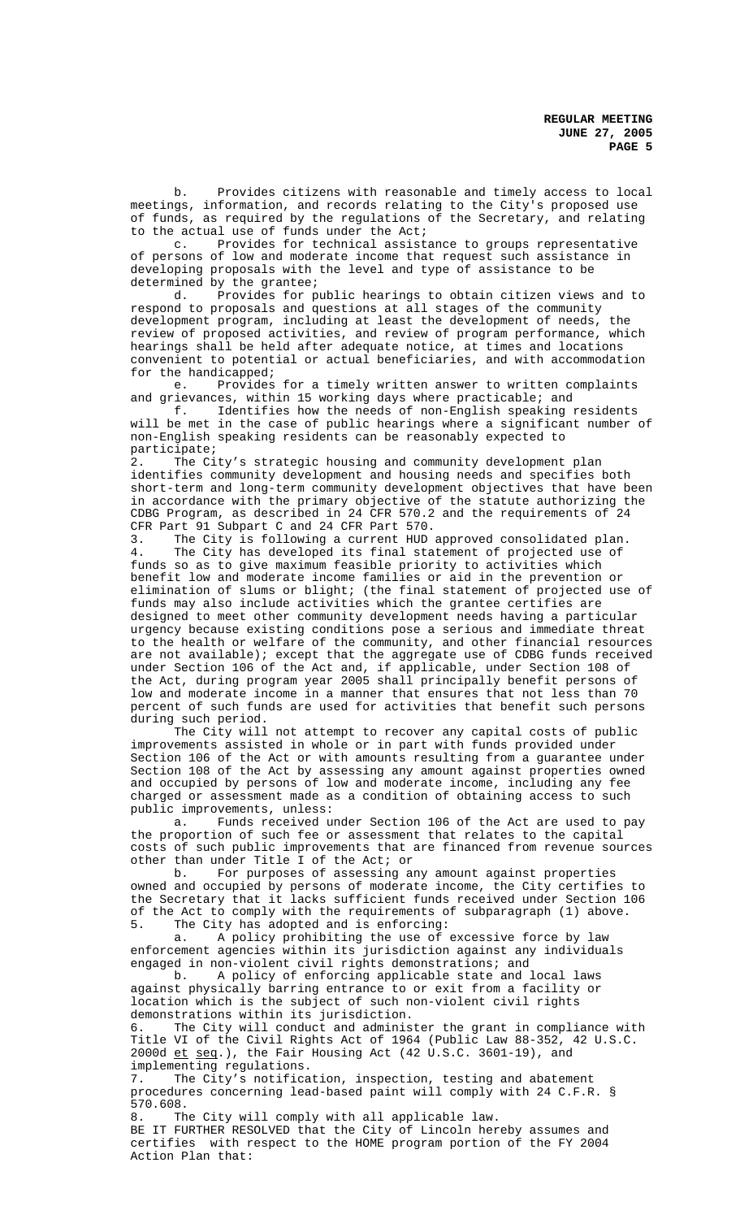b. Provides citizens with reasonable and timely access to local meetings, information, and records relating to the City's proposed use of funds, as required by the regulations of the Secretary, and relating to the actual use of funds under the Act;

c. Provides for technical assistance to groups representative of persons of low and moderate income that request such assistance in developing proposals with the level and type of assistance to be determined by the grantee;

d. Provides for public hearings to obtain citizen views and to respond to proposals and questions at all stages of the community development program, including at least the development of needs, the review of proposed activities, and review of program performance, which hearings shall be held after adequate notice, at times and locations convenient to potential or actual beneficiaries, and with accommodation for the handicapped;

e. Provides for a timely written answer to written complaints and grievances, within 15 working days where practicable; and

f. Identifies how the needs of non-English speaking residents will be met in the case of public hearings where a significant number of non-English speaking residents can be reasonably expected to participate;

2. The City's strategic housing and community development plan identifies community development and housing needs and specifies both short-term and long-term community development objectives that have been in accordance with the primary objective of the statute authorizing the CDBG Program, as described in 24 CFR 570.2 and the requirements of 24 CFR Part 91 Subpart C and 24 CFR Part 570.

3. The City is following a current HUD approved consolidated plan.

4. The City has developed its final statement of projected use of funds so as to give maximum feasible priority to activities which benefit low and moderate income families or aid in the prevention or elimination of slums or blight; (the final statement of projected use of funds may also include activities which the grantee certifies are designed to meet other community development needs having a particular urgency because existing conditions pose a serious and immediate threat to the health or welfare of the community, and other financial resources are not available); except that the aggregate use of CDBG funds received under Section 106 of the Act and, if applicable, under Section 108 of the Act, during program year 2005 shall principally benefit persons of low and moderate income in a manner that ensures that not less than 70 percent of such funds are used for activities that benefit such persons during such period.

The City will not attempt to recover any capital costs of public improvements assisted in whole or in part with funds provided under Section 106 of the Act or with amounts resulting from a guarantee under Section 108 of the Act by assessing any amount against properties owned and occupied by persons of low and moderate income, including any fee charged or assessment made as a condition of obtaining access to such public improvements, unless:

a. Funds received under Section 106 of the Act are used to pay the proportion of such fee or assessment that relates to the capital costs of such public improvements that are financed from revenue sources other than under Title I of the Act; or

b. For purposes of assessing any amount against properties owned and occupied by persons of moderate income, the City certifies to the Secretary that it lacks sufficient funds received under Section 106 of the Act to comply with the requirements of subparagraph (1) above.

5. The City has adopted and is enforcing:

a. A policy prohibiting the use of excessive force by law enforcement agencies within its jurisdiction against any individuals engaged in non-violent civil rights demonstrations; and

b. A policy of enforcing applicable state and local laws against physically barring entrance to or exit from a facility or location which is the subject of such non-violent civil rights demonstrations within its jurisdiction.

6. The City will conduct and administer the grant in compliance with Title VI of the Civil Rights Act of 1964 (Public Law 88-352, 42 U.S.C. 2000d et seq.), the Fair Housing Act (42 U.S.C. 3601-19), and implementing regulations.

7. The City's notification, inspection, testing and abatement procedures concerning lead-based paint will comply with 24 C.F.R. § 570.608.

8. The City will comply with all applicable law.

BE IT FURTHER RESOLVED that the City of Lincoln hereby assumes and certifies with respect to the HOME program portion of the FY 2004 Action Plan that: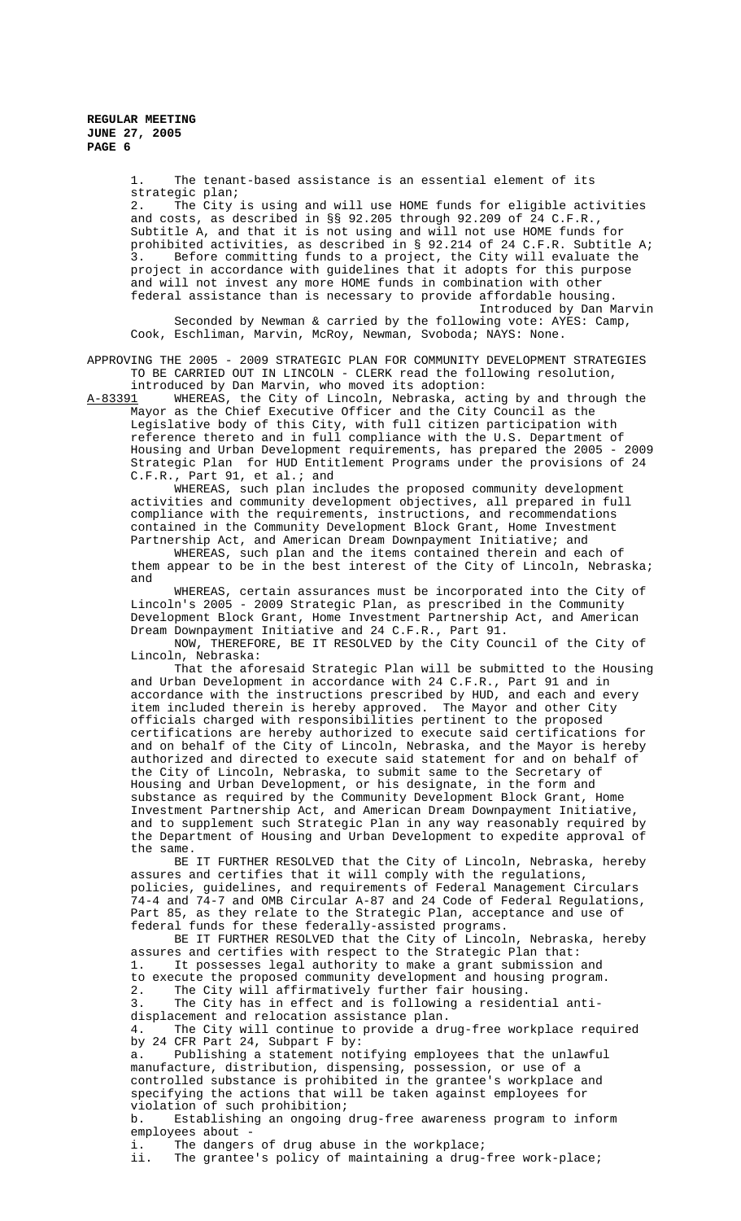1. The tenant-based assistance is an essential element of its strategic plan;
2. The City is using and will use HOME funds for eligible activities and costs, as described in §§ 92.205 through 92.209 of 24 C.F.R., Subtitle A, and that it is not using and will not use HOME funds for prohibited activities, as described in § 92.214 of 24 C.F.R. Subtitle A;
3. Before committing funds to a project, the City will evaluate the project in accordance with guidelines that it adopts for this purpose and will not invest any more HOME funds in combination with other federal assistance than is necessary to provide affordable housing.

Introduced by Dan Marvin

Seconded by Newman & carried by the following vote: AYES: Camp, Cook, Eschliman, Marvin, McRoy, Newman, Svoboda; NAYS: None.

APPROVING THE 2005 - 2009 STRATEGIC PLAN FOR COMMUNITY DEVELOPMENT STRATEGIES TO BE CARRIED OUT IN LINCOLN - CLERK read the following resolution, introduced by Dan Marvin, who moved its adoption:

A-83391 WHEREAS, the City of Lincoln, Nebraska, acting by and through the Mayor as the Chief Executive Officer and the City Council as the Legislative body of this City, with full citizen participation with reference thereto and in full compliance with the U.S. Department of Housing and Urban Development requirements, has prepared the 2005 - 2009 Strategic Plan for HUD Entitlement Programs under the provisions of 24 C.F.R., Part 91, et al.; and

WHEREAS, such plan includes the proposed community development activities and community development objectives, all prepared in full compliance with the requirements, instructions, and recommendations contained in the Community Development Block Grant, Home Investment Partnership Act, and American Dream Downpayment Initiative; and

WHEREAS, such plan and the items contained therein and each of them appear to be in the best interest of the City of Lincoln, Nebraska; and

WHEREAS, certain assurances must be incorporated into the City of Lincoln's 2005 - 2009 Strategic Plan, as prescribed in the Community Development Block Grant, Home Investment Partnership Act, and American Dream Downpayment Initiative and 24 C.F.R., Part 91.

NOW, THEREFORE, BE IT RESOLVED by the City Council of the City of Lincoln, Nebraska:

That the aforesaid Strategic Plan will be submitted to the Housing and Urban Development in accordance with 24 C.F.R., Part 91 and in accordance with the instructions prescribed by HUD, and each and every item included therein is hereby approved. The Mayor and other City officials charged with responsibilities pertinent to the proposed certifications are hereby authorized to execute said certifications for and on behalf of the City of Lincoln, Nebraska, and the Mayor is hereby authorized and directed to execute said statement for and on behalf of the City of Lincoln, Nebraska, to submit same to the Secretary of Housing and Urban Development, or his designate, in the form and substance as required by the Community Development Block Grant, Home Investment Partnership Act, and American Dream Downpayment Initiative, and to supplement such Strategic Plan in any way reasonably required by the Department of Housing and Urban Development to expedite approval of the same.

BE IT FURTHER RESOLVED that the City of Lincoln, Nebraska, hereby assures and certifies that it will comply with the regulations, policies, guidelines, and requirements of Federal Management Circulars 74-4 and 74-7 and OMB Circular A-87 and 24 Code of Federal Regulations, Part 85, as they relate to the Strategic Plan, acceptance and use of federal funds for these federally-assisted programs.

BE IT FURTHER RESOLVED that the City of Lincoln, Nebraska, hereby assures and certifies with respect to the Strategic Plan that:

1. It possesses legal authority to make a grant submission and to execute the proposed community development and housing program.
2. The City will affirmatively further fair housing.
3. The City has in effect and is following a residential anti-displacement and relocation assistance plan.
4. The City will continue to provide a drug-free workplace required by 24 CFR Part 24, Subpart F by:

a. Publishing a statement notifying employees that the unlawful manufacture, distribution, dispensing, possession, or use of a controlled substance is prohibited in the grantee's workplace and specifying the actions that will be taken against employees for violation of such prohibition;

b. Establishing an ongoing drug-free awareness program to inform employees about -

i. The dangers of drug abuse in the workplace;
ii. The grantee's policy of maintaining a drug-free work-place;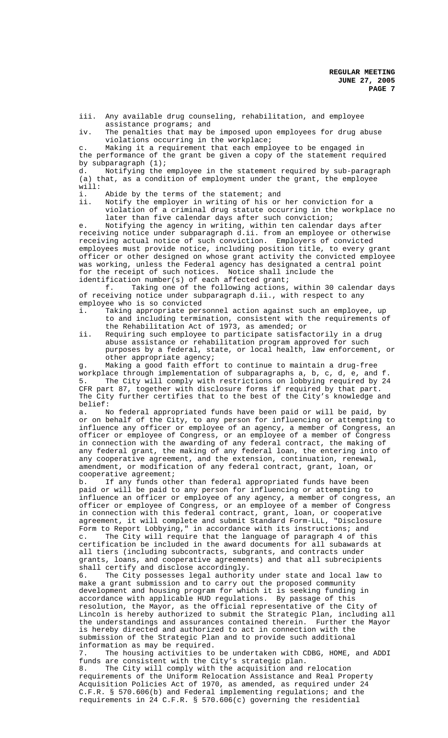iii. Any available drug counseling, rehabilitation, and employee assistance programs; and
iv. The penalties that may be imposed upon employees for drug abuse violations occurring in the workplace;

c. Making it a requirement that each employee to be engaged in the performance of the grant be given a copy of the statement required by subparagraph (1);

d. Notifying the employee in the statement required by sub-paragraph (a) that, as a condition of employment under the grant, the employee will:

i. Abide by the terms of the statement; and
ii. Notify the employer in writing of his or her conviction for a violation of a criminal drug statute occurring in the workplace no later than five calendar days after such conviction;

e. Notifying the agency in writing, within ten calendar days after receiving notice under subparagraph d.ii. from an employee or otherwise receiving actual notice of such conviction. Employers of convicted employees must provide notice, including position title, to every grant officer or other designed on whose grant activity the convicted employee was working, unless the Federal agency has designated a central point for the receipt of such notices. Notice shall include the identification number(s) of each affected grant;

f. Taking one of the following actions, within 30 calendar days of receiving notice under subparagraph d.ii., with respect to any employee who is so convicted

i. Taking appropriate personnel action against such an employee, up to and including termination, consistent with the requirements of the Rehabilitation Act of 1973, as amended; or
ii. Requiring such employee to participate satisfactorily in a drug abuse assistance or rehabilitation program approved for such purposes by a federal, state, or local health, law enforcement, or other appropriate agency;

g. Making a good faith effort to continue to maintain a drug-free workplace through implementation of subparagraphs a, b, c, d, e, and f.

5. The City will comply with restrictions on lobbying required by 24 CFR part 87, together with disclosure forms if required by that part. The City further certifies that to the best of the City's knowledge and belief:

a. No federal appropriated funds have been paid or will be paid, by or on behalf of the City, to any person for influencing or attempting to influence any officer or employee of an agency, a member of Congress, an officer or employee of Congress, or an employee of a member of Congress in connection with the awarding of any federal contract, the making of any federal grant, the making of any federal loan, the entering into of any cooperative agreement, and the extension, continuation, renewal, amendment, or modification of any federal contract, grant, loan, or cooperative agreement;

b. If any funds other than federal appropriated funds have been paid or will be paid to any person for influencing or attempting to influence an officer or employee of any agency, a member of congress, an officer or employee of Congress, or an employee of a member of Congress in connection with this federal contract, grant, loan, or cooperative agreement, it will complete and submit Standard Form-LLL, "Disclosure Form to Report Lobbying," in accordance with its instructions; and

c. The City will require that the language of paragraph 4 of this certification be included in the award documents for all subawards at all tiers (including subcontracts, subgrants, and contracts under grants, loans, and cooperative agreements) and that all subrecipients shall certify and disclose accordingly.

6. The City possesses legal authority under state and local law to make a grant submission and to carry out the proposed community development and housing program for which it is seeking funding in accordance with applicable HUD regulations. By passage of this resolution, the Mayor, as the official representative of the City of Lincoln is hereby authorized to submit the Strategic Plan, including all the understandings and assurances contained therein. Further the Mayor is hereby directed and authorized to act in connection with the submission of the Strategic Plan and to provide such additional information as may be required.

7. The housing activities to be undertaken with CDBG, HOME, and ADDI funds are consistent with the City's strategic plan.

8. The City will comply with the acquisition and relocation requirements of the Uniform Relocation Assistance and Real Property Acquisition Policies Act of 1970, as amended, as required under 24 C.F.R. § 570.606(b) and Federal implementing regulations; and the requirements in 24 C.F.R. § 570.606(c) governing the residential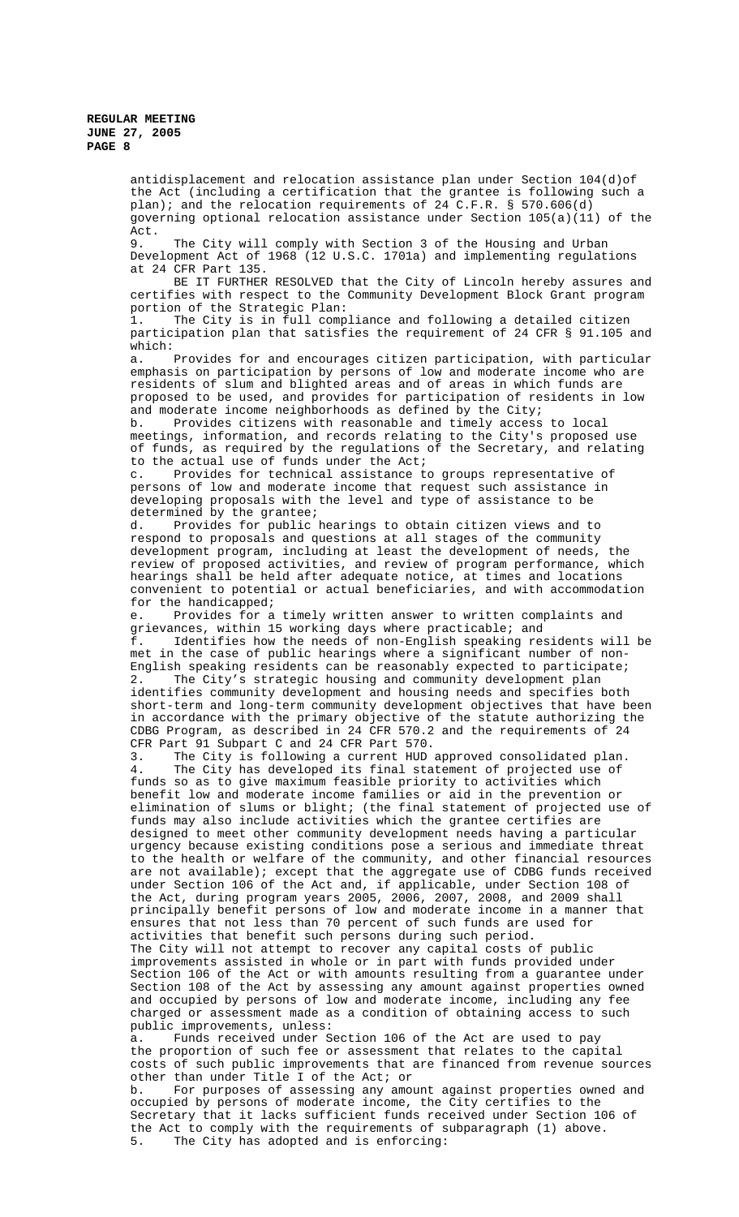antidisplacement and relocation assistance plan under Section 104(d)of the Act (including a certification that the grantee is following such a plan); and the relocation requirements of 24 C.F.R. § 570.606(d) governing optional relocation assistance under Section 105(a)(11) of the Act.

9. The City will comply with Section 3 of the Housing and Urban Development Act of 1968 (12 U.S.C. 1701a) and implementing regulations at 24 CFR Part 135.

BE IT FURTHER RESOLVED that the City of Lincoln hereby assures and certifies with respect to the Community Development Block Grant program portion of the Strategic Plan:

1. The City is in full compliance and following a detailed citizen participation plan that satisfies the requirement of 24 CFR § 91.105 and which:

a. Provides for and encourages citizen participation, with particular emphasis on participation by persons of low and moderate income who are residents of slum and blighted areas and of areas in which funds are proposed to be used, and provides for participation of residents in low and moderate income neighborhoods as defined by the City;

b. Provides citizens with reasonable and timely access to local meetings, information, and records relating to the City's proposed use of funds, as required by the regulations of the Secretary, and relating to the actual use of funds under the Act;

c. Provides for technical assistance to groups representative of persons of low and moderate income that request such assistance in developing proposals with the level and type of assistance to be determined by the grantee;

d. Provides for public hearings to obtain citizen views and to respond to proposals and questions at all stages of the community development program, including at least the development of needs, the review of proposed activities, and review of program performance, which hearings shall be held after adequate notice, at times and locations convenient to potential or actual beneficiaries, and with accommodation for the handicapped;

e. Provides for a timely written answer to written complaints and grievances, within 15 working days where practicable; and

f. Identifies how the needs of non-English speaking residents will be met in the case of public hearings where a significant number of non-English speaking residents can be reasonably expected to participate;

2. The City's strategic housing and community development plan identifies community development and housing needs and specifies both short-term and long-term community development objectives that have been in accordance with the primary objective of the statute authorizing the CDBG Program, as described in 24 CFR 570.2 and the requirements of 24 CFR Part 91 Subpart C and 24 CFR Part 570.

3. The City is following a current HUD approved consolidated plan.

4. The City has developed its final statement of projected use of funds so as to give maximum feasible priority to activities which benefit low and moderate income families or aid in the prevention or elimination of slums or blight; (the final statement of projected use of funds may also include activities which the grantee certifies are designed to meet other community development needs having a particular urgency because existing conditions pose a serious and immediate threat to the health or welfare of the community, and other financial resources are not available); except that the aggregate use of CDBG funds received under Section 106 of the Act and, if applicable, under Section 108 of the Act, during program years 2005, 2006, 2007, 2008, and 2009 shall principally benefit persons of low and moderate income in a manner that ensures that not less than 70 percent of such funds are used for activities that benefit such persons during such period.

The City will not attempt to recover any capital costs of public improvements assisted in whole or in part with funds provided under Section 106 of the Act or with amounts resulting from a guarantee under Section 108 of the Act by assessing any amount against properties owned and occupied by persons of low and moderate income, including any fee charged or assessment made as a condition of obtaining access to such public improvements, unless:

a. Funds received under Section 106 of the Act are used to pay the proportion of such fee or assessment that relates to the capital costs of such public improvements that are financed from revenue sources other than under Title I of the Act; or

b. For purposes of assessing any amount against properties owned and occupied by persons of moderate income, the City certifies to the Secretary that it lacks sufficient funds received under Section 106 of the Act to comply with the requirements of subparagraph (1) above.

5. The City has adopted and is enforcing: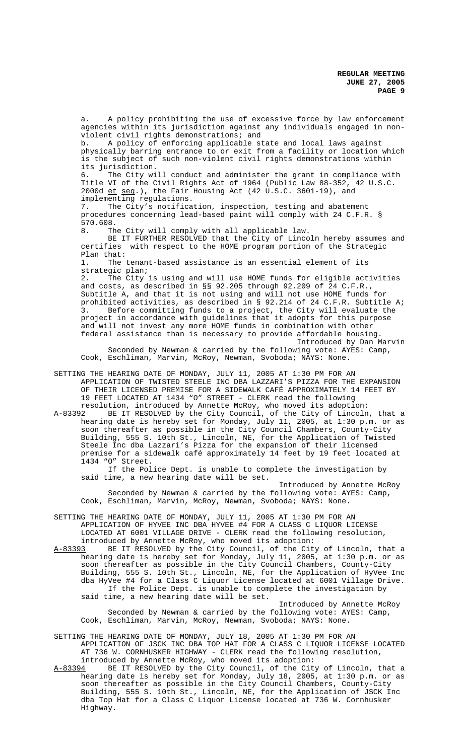a. A policy prohibiting the use of excessive force by law enforcement agencies within its jurisdiction against any individuals engaged in non-violent civil rights demonstrations; and

b. A policy of enforcing applicable state and local laws against physically barring entrance to or exit from a facility or location which is the subject of such non-violent civil rights demonstrations within its jurisdiction.

6. The City will conduct and administer the grant in compliance with Title VI of the Civil Rights Act of 1964 (Public Law 88-352, 42 U.S.C. 2000d et seq.), the Fair Housing Act (42 U.S.C. 3601-19), and implementing regulations.

7. The City's notification, inspection, testing and abatement procedures concerning lead-based paint will comply with 24 C.F.R. § 570.608.

8. The City will comply with all applicable law.

BE IT FURTHER RESOLVED that the City of Lincoln hereby assumes and certifies with respect to the HOME program portion of the Strategic Plan that:

1. The tenant-based assistance is an essential element of its strategic plan;

2. The City is using and will use HOME funds for eligible activities and costs, as described in §§ 92.205 through 92.209 of 24 C.F.R., Subtitle A, and that it is not using and will not use HOME funds for prohibited activities, as described in § 92.214 of 24 C.F.R. Subtitle A;

3. Before committing funds to a project, the City will evaluate the project in accordance with guidelines that it adopts for this purpose and will not invest any more HOME funds in combination with other federal assistance than is necessary to provide affordable housing.

Introduced by Dan Marvin

Seconded by Newman & carried by the following vote: AYES: Camp, Cook, Eschliman, Marvin, McRoy, Newman, Svoboda; NAYS: None.

SETTING THE HEARING DATE OF MONDAY, JULY 11, 2005 AT 1:30 PM FOR AN APPLICATION OF TWISTED STEELE INC DBA LAZZARI'S PIZZA FOR THE EXPANSION OF THEIR LICENSED PREMISE FOR A SIDEWALK CAFÉ APPROXIMATELY 14 FEET BY 19 FEET LOCATED AT 1434 "O" STREET - CLERK read the following resolution, introduced by Annette McRoy, who moved its adoption:

A-83392 BE IT RESOLVED by the City Council, of the City of Lincoln, that a hearing date is hereby set for Monday, July 11, 2005, at 1:30 p.m. or as soon thereafter as possible in the City Council Chambers, County-City Building, 555 S. 10th St., Lincoln, NE, for the Application of Twisted Steele Inc dba Lazzari's Pizza for the expansion of their licensed premise for a sidewalk café approximately 14 feet by 19 feet located at 1434 "O" Street.

If the Police Dept. is unable to complete the investigation by said time, a new hearing date will be set.

Introduced by Annette McRoy

Seconded by Newman & carried by the following vote: AYES: Camp, Cook, Eschliman, Marvin, McRoy, Newman, Svoboda; NAYS: None.

SETTING THE HEARING DATE OF MONDAY, JULY 11, 2005 AT 1:30 PM FOR AN APPLICATION OF HYVEE INC DBA HYVEE #4 FOR A CLASS C LIQUOR LICENSE LOCATED AT 6001 VILLAGE DRIVE - CLERK read the following resolution, introduced by Annette McRoy, who moved its adoption:

A-83393 BE IT RESOLVED by the City Council, of the City of Lincoln, that a hearing date is hereby set for Monday, July 11, 2005, at 1:30 p.m. or as soon thereafter as possible in the City Council Chambers, County-City Building, 555 S. 10th St., Lincoln, NE, for the Application of HyVee Inc dba HyVee #4 for a Class C Liquor License located at 6001 Village Drive.

If the Police Dept. is unable to complete the investigation by said time, a new hearing date will be set.

Introduced by Annette McRoy

Seconded by Newman & carried by the following vote: AYES: Camp, Cook, Eschliman, Marvin, McRoy, Newman, Svoboda; NAYS: None.

SETTING THE HEARING DATE OF MONDAY, JULY 18, 2005 AT 1:30 PM FOR AN APPLICATION OF JSCK INC DBA TOP HAT FOR A CLASS C LIQUOR LICENSE LOCATED AT 736 W. CORNHUSKER HIGHWAY - CLERK read the following resolution, introduced by Annette McRoy, who moved its adoption:

A-83394 BE IT RESOLVED by the City Council, of the City of Lincoln, that a hearing date is hereby set for Monday, July 18, 2005, at 1:30 p.m. or as soon thereafter as possible in the City Council Chambers, County-City Building, 555 S. 10th St., Lincoln, NE, for the Application of JSCK Inc dba Top Hat for a Class C Liquor License located at 736 W. Cornhusker Highway.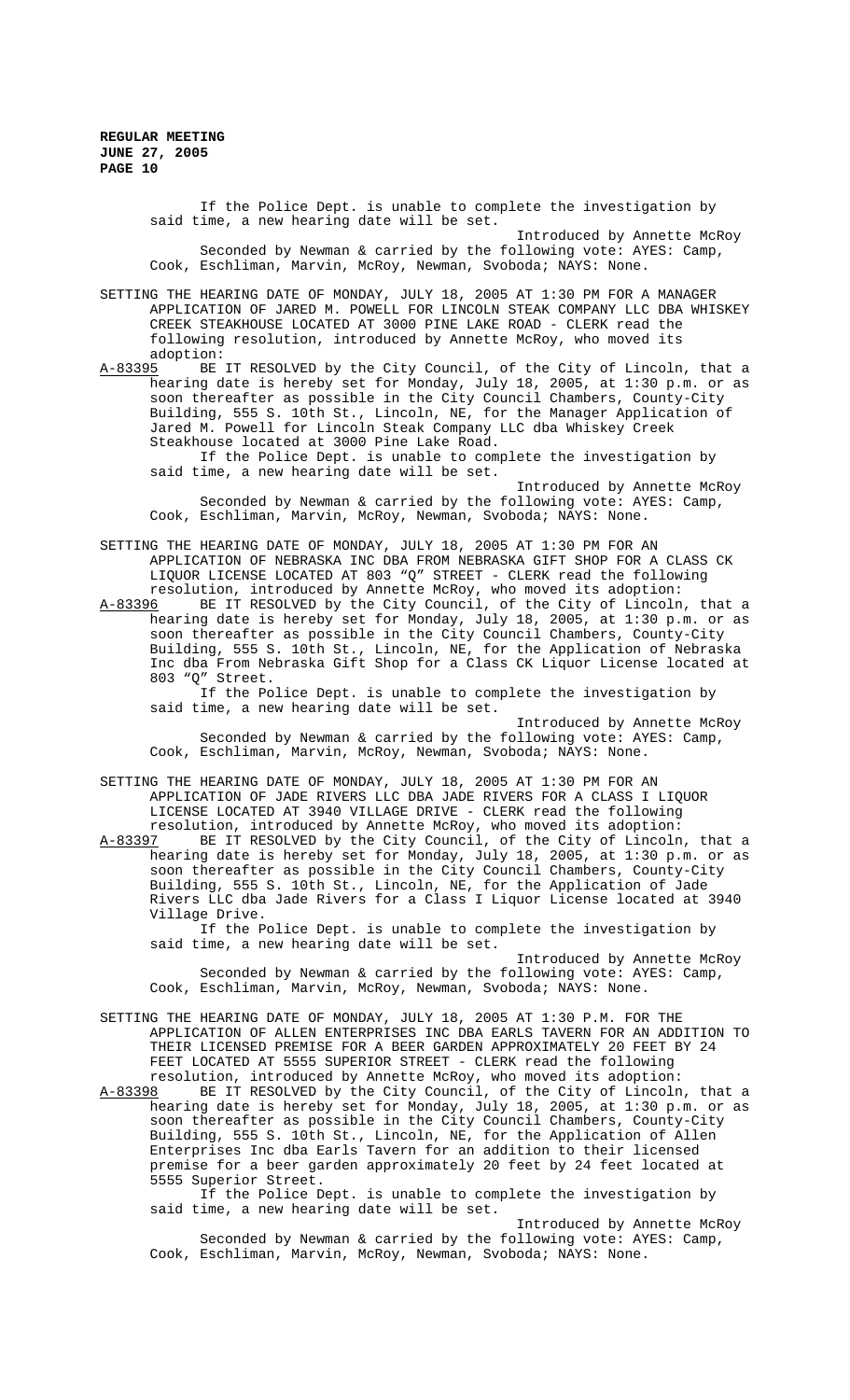If the Police Dept. is unable to complete the investigation by said time, a new hearing date will be set.

Introduced by Annette McRoy

Seconded by Newman & carried by the following vote: AYES: Camp, Cook, Eschliman, Marvin, McRoy, Newman, Svoboda; NAYS: None.

SETTING THE HEARING DATE OF MONDAY, JULY 18, 2005 AT 1:30 PM FOR A MANAGER APPLICATION OF JARED M. POWELL FOR LINCOLN STEAK COMPANY LLC DBA WHISKEY CREEK STEAKHOUSE LOCATED AT 3000 PINE LAKE ROAD - CLERK read the following resolution, introduced by Annette McRoy, who moved its adoption:

A-83395 BE IT RESOLVED by the City Council, of the City of Lincoln, that a hearing date is hereby set for Monday, July 18, 2005, at 1:30 p.m. or as soon thereafter as possible in the City Council Chambers, County-City Building, 555 S. 10th St., Lincoln, NE, for the Manager Application of Jared M. Powell for Lincoln Steak Company LLC dba Whiskey Creek Steakhouse located at 3000 Pine Lake Road.

If the Police Dept. is unable to complete the investigation by said time, a new hearing date will be set.

Introduced by Annette McRoy

Seconded by Newman & carried by the following vote: AYES: Camp, Cook, Eschliman, Marvin, McRoy, Newman, Svoboda; NAYS: None.

SETTING THE HEARING DATE OF MONDAY, JULY 18, 2005 AT 1:30 PM FOR AN APPLICATION OF NEBRASKA INC DBA FROM NEBRASKA GIFT SHOP FOR A CLASS CK LIQUOR LICENSE LOCATED AT 803 "Q" STREET - CLERK read the following resolution, introduced by Annette McRoy, who moved its adoption:

A-83396 BE IT RESOLVED by the City Council, of the City of Lincoln, that a hearing date is hereby set for Monday, July 18, 2005, at 1:30 p.m. or as soon thereafter as possible in the City Council Chambers, County-City Building, 555 S. 10th St., Lincoln, NE, for the Application of Nebraska Inc dba From Nebraska Gift Shop for a Class CK Liquor License located at 803 "Q" Street.

If the Police Dept. is unable to complete the investigation by said time, a new hearing date will be set.

Introduced by Annette McRoy

Seconded by Newman & carried by the following vote: AYES: Camp, Cook, Eschliman, Marvin, McRoy, Newman, Svoboda; NAYS: None.

SETTING THE HEARING DATE OF MONDAY, JULY 18, 2005 AT 1:30 PM FOR AN APPLICATION OF JADE RIVERS LLC DBA JADE RIVERS FOR A CLASS I LIQUOR LICENSE LOCATED AT 3940 VILLAGE DRIVE - CLERK read the following resolution, introduced by Annette McRoy, who moved its adoption:

A-83397 BE IT RESOLVED by the City Council, of the City of Lincoln, that a hearing date is hereby set for Monday, July 18, 2005, at 1:30 p.m. or as soon thereafter as possible in the City Council Chambers, County-City Building, 555 S. 10th St., Lincoln, NE, for the Application of Jade Rivers LLC dba Jade Rivers for a Class I Liquor License located at 3940 Village Drive.

If the Police Dept. is unable to complete the investigation by said time, a new hearing date will be set.

Introduced by Annette McRoy

Seconded by Newman & carried by the following vote: AYES: Camp, Cook, Eschliman, Marvin, McRoy, Newman, Svoboda; NAYS: None.

SETTING THE HEARING DATE OF MONDAY, JULY 18, 2005 AT 1:30 P.M. FOR THE APPLICATION OF ALLEN ENTERPRISES INC DBA EARLS TAVERN FOR AN ADDITION TO THEIR LICENSED PREMISE FOR A BEER GARDEN APPROXIMATELY 20 FEET BY 24 FEET LOCATED AT 5555 SUPERIOR STREET - CLERK read the following resolution, introduced by Annette McRoy, who moved its adoption:

A-83398 BE IT RESOLVED by the City Council, of the City of Lincoln, that a hearing date is hereby set for Monday, July 18, 2005, at 1:30 p.m. or as soon thereafter as possible in the City Council Chambers, County-City Building, 555 S. 10th St., Lincoln, NE, for the Application of Allen Enterprises Inc dba Earls Tavern for an addition to their licensed premise for a beer garden approximately 20 feet by 24 feet located at 5555 Superior Street.

If the Police Dept. is unable to complete the investigation by said time, a new hearing date will be set.

Introduced by Annette McRoy

Seconded by Newman & carried by the following vote: AYES: Camp, Cook, Eschliman, Marvin, McRoy, Newman, Svoboda; NAYS: None.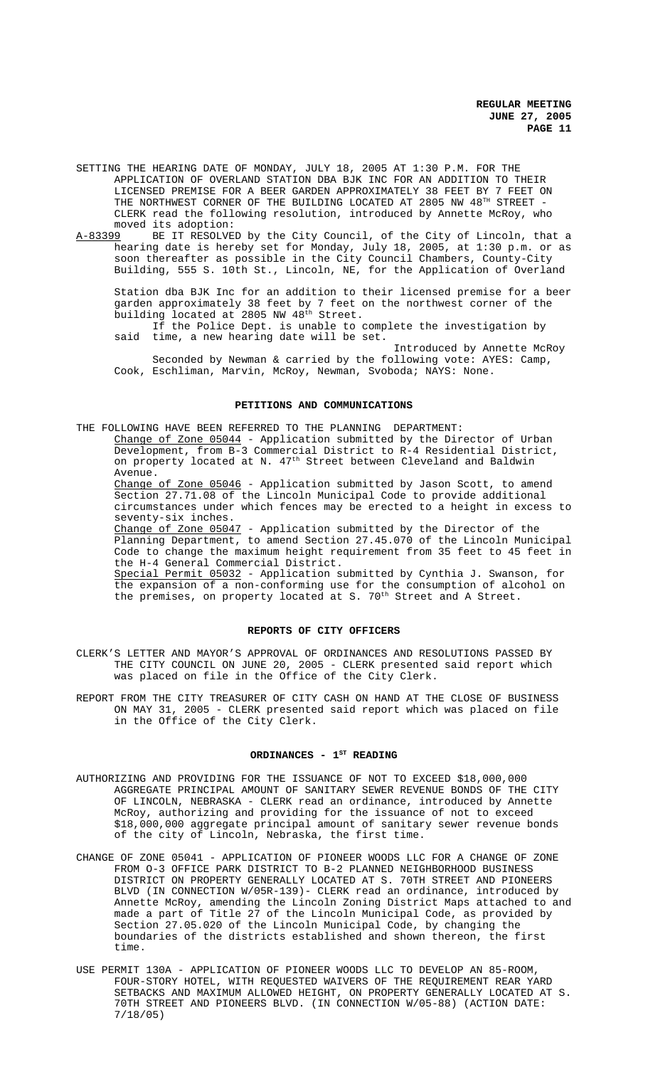SETTING THE HEARING DATE OF MONDAY, JULY 18, 2005 AT 1:30 P.M. FOR THE APPLICATION OF OVERLAND STATION DBA BJK INC FOR AN ADDITION TO THEIR LICENSED PREMISE FOR A BEER GARDEN APPROXIMATELY 38 FEET BY 7 FEET ON THE NORTHWEST CORNER OF THE BUILDING LOCATED AT 2805 NW 48TH STREET - CLERK read the following resolution, introduced by Annette McRoy, who moved its adoption:

A-83399 BE IT RESOLVED by the City Council, of the City of Lincoln, that a hearing date is hereby set for Monday, July 18, 2005, at 1:30 p.m. or as soon thereafter as possible in the City Council Chambers, County-City Building, 555 S. 10th St., Lincoln, NE, for the Application of Overland Station dba BJK Inc for an addition to their licensed premise for a beer garden approximately 38 feet by 7 feet on the northwest corner of the building located at 2805 NW 48th Street.

If the Police Dept. is unable to complete the investigation by said time, a new hearing date will be set.

Introduced by Annette McRoy

Seconded by Newman & carried by the following vote: AYES: Camp, Cook, Eschliman, Marvin, McRoy, Newman, Svoboda; NAYS: None.

## PETITIONS AND COMMUNICATIONS

THE FOLLOWING HAVE BEEN REFERRED TO THE PLANNING DEPARTMENT:

Change of Zone 05044 - Application submitted by the Director of Urban Development, from B-3 Commercial District to R-4 Residential District, on property located at N. 47th Street between Cleveland and Baldwin Avenue.

Change of Zone 05046 - Application submitted by Jason Scott, to amend Section 27.71.08 of the Lincoln Municipal Code to provide additional circumstances under which fences may be erected to a height in excess to seventy-six inches.

Change of Zone 05047 - Application submitted by the Director of the Planning Department, to amend Section 27.45.070 of the Lincoln Municipal Code to change the maximum height requirement from 35 feet to 45 feet in the H-4 General Commercial District.

Special Permit 05032 - Application submitted by Cynthia J. Swanson, for the expansion of a non-conforming use for the consumption of alcohol on the premises, on property located at S. 70th Street and A Street.

## REPORTS OF CITY OFFICERS

CLERK'S LETTER AND MAYOR'S APPROVAL OF ORDINANCES AND RESOLUTIONS PASSED BY THE CITY COUNCIL ON JUNE 20, 2005 - CLERK presented said report which was placed on file in the Office of the City Clerk.

REPORT FROM THE CITY TREASURER OF CITY CASH ON HAND AT THE CLOSE OF BUSINESS ON MAY 31, 2005 - CLERK presented said report which was placed on file in the Office of the City Clerk.

## ORDINANCES - 1ST READING

AUTHORIZING AND PROVIDING FOR THE ISSUANCE OF NOT TO EXCEED $18,000,000 AGGREGATE PRINCIPAL AMOUNT OF SANITARY SEWER REVENUE BONDS OF THE CITY OF LINCOLN, NEBRASKA - CLERK read an ordinance, introduced by Annette McRoy, authorizing and providing for the issuance of not to exceed $18,000,000 aggregate principal amount of sanitary sewer revenue bonds of the city of Lincoln, Nebraska, the first time.

CHANGE OF ZONE 05041 - APPLICATION OF PIONEER WOODS LLC FOR A CHANGE OF ZONE FROM O-3 OFFICE PARK DISTRICT TO B-2 PLANNED NEIGHBORHOOD BUSINESS DISTRICT ON PROPERTY GENERALLY LOCATED AT S. 70TH STREET AND PIONEERS BLVD (IN CONNECTION W/05R-139)- CLERK read an ordinance, introduced by Annette McRoy, amending the Lincoln Zoning District Maps attached to and made a part of Title 27 of the Lincoln Municipal Code, as provided by Section 27.05.020 of the Lincoln Municipal Code, by changing the boundaries of the districts established and shown thereon, the first time.

USE PERMIT 130A - APPLICATION OF PIONEER WOODS LLC TO DEVELOP AN 85-ROOM, FOUR-STORY HOTEL, WITH REQUESTED WAIVERS OF THE REQUIREMENT REAR YARD SETBACKS AND MAXIMUM ALLOWED HEIGHT, ON PROPERTY GENERALLY LOCATED AT S. 70TH STREET AND PIONEERS BLVD. (IN CONNECTION W/05-88) (ACTION DATE: 7/18/05)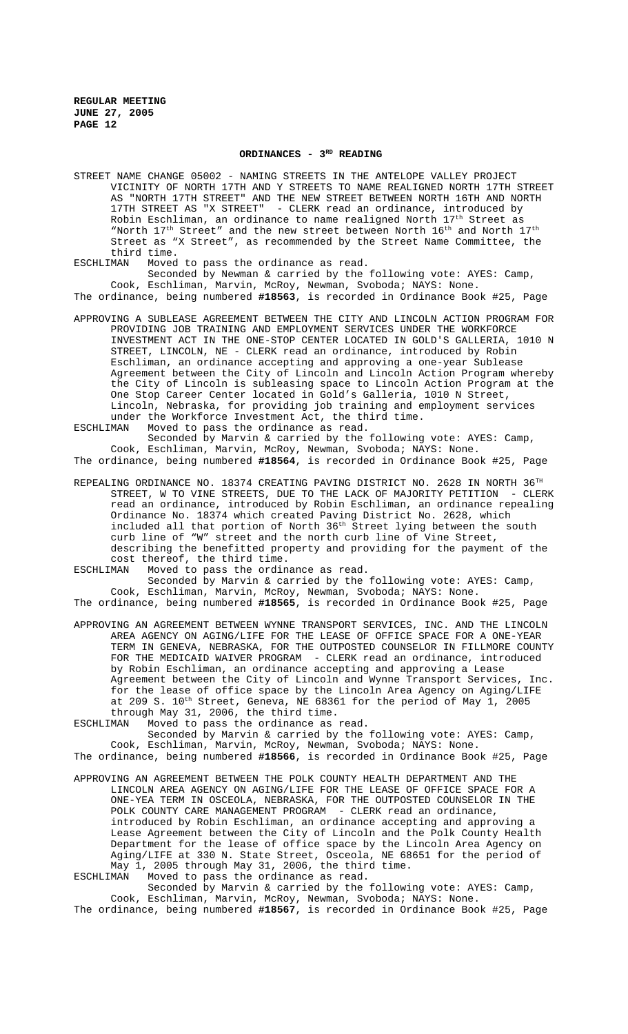## ORDINANCES - 3[RD] READING

STREET NAME CHANGE 05002 - NAMING STREETS IN THE ANTELOPE VALLEY PROJECT VICINITY OF NORTH 17TH AND Y STREETS TO NAME REALIGNED NORTH 17TH STREET AS "NORTH 17TH STREET" AND THE NEW STREET BETWEEN NORTH 16TH AND NORTH 17TH STREET AS "X STREET" - CLERK read an ordinance, introduced by Robin Eschliman, an ordinance to name realigned North 17th Street as "North 17th Street" and the new street between North 16th and North 17th Street as "X Street", as recommended by the Street Name Committee, the third time.

ESCHLIMAN Moved to pass the ordinance as read.
Seconded by Newman & carried by the following vote: AYES: Camp, Cook, Eschliman, Marvin, McRoy, Newman, Svoboda; NAYS: None.

The ordinance, being numbered **#18563**, is recorded in Ordinance Book #25, Page

APPROVING A SUBLEASE AGREEMENT BETWEEN THE CITY AND LINCOLN ACTION PROGRAM FOR PROVIDING JOB TRAINING AND EMPLOYMENT SERVICES UNDER THE WORKFORCE INVESTMENT ACT IN THE ONE-STOP CENTER LOCATED IN GOLD'S GALLERIA, 1010 N STREET, LINCOLN, NE - CLERK read an ordinance, introduced by Robin Eschliman, an ordinance accepting and approving a one-year Sublease Agreement between the City of Lincoln and Lincoln Action Program whereby the City of Lincoln is subleasing space to Lincoln Action Program at the One Stop Career Center located in Gold's Galleria, 1010 N Street, Lincoln, Nebraska, for providing job training and employment services under the Workforce Investment Act, the third time.

ESCHLIMAN Moved to pass the ordinance as read.
Seconded by Marvin & carried by the following vote: AYES: Camp, Cook, Eschliman, Marvin, McRoy, Newman, Svoboda; NAYS: None.

The ordinance, being numbered **#18564**, is recorded in Ordinance Book #25, Page

REPEALING ORDINANCE NO. 18374 CREATING PAVING DISTRICT NO. 2628 IN NORTH 36TH STREET, W TO VINE STREETS, DUE TO THE LACK OF MAJORITY PETITION - CLERK read an ordinance, introduced by Robin Eschliman, an ordinance repealing Ordinance No. 18374 which created Paving District No. 2628, which included all that portion of North 36th Street lying between the south curb line of "W" street and the north curb line of Vine Street, describing the benefitted property and providing for the payment of the cost thereof, the third time.

ESCHLIMAN Moved to pass the ordinance as read.
Seconded by Marvin & carried by the following vote: AYES: Camp, Cook, Eschliman, Marvin, McRoy, Newman, Svoboda; NAYS: None.

The ordinance, being numbered **#18565**, is recorded in Ordinance Book #25, Page

APPROVING AN AGREEMENT BETWEEN WYNNE TRANSPORT SERVICES, INC. AND THE LINCOLN AREA AGENCY ON AGING/LIFE FOR THE LEASE OF OFFICE SPACE FOR A ONE-YEAR TERM IN GENEVA, NEBRASKA, FOR THE OUTPOSTED COUNSELOR IN FILLMORE COUNTY FOR THE MEDICAID WAIVER PROGRAM - CLERK read an ordinance, introduced by Robin Eschliman, an ordinance accepting and approving a Lease Agreement between the City of Lincoln and Wynne Transport Services, Inc. for the lease of office space by the Lincoln Area Agency on Aging/LIFE at 209 S. 10th Street, Geneva, NE 68361 for the period of May 1, 2005 through May 31, 2006, the third time.

ESCHLIMAN Moved to pass the ordinance as read.
Seconded by Marvin & carried by the following vote: AYES: Camp, Cook, Eschliman, Marvin, McRoy, Newman, Svoboda; NAYS: None.

The ordinance, being numbered **#18566**, is recorded in Ordinance Book #25, Page

APPROVING AN AGREEMENT BETWEEN THE POLK COUNTY HEALTH DEPARTMENT AND THE LINCOLN AREA AGENCY ON AGING/LIFE FOR THE LEASE OF OFFICE SPACE FOR A ONE-YEA TERM IN OSCEOLA, NEBRASKA, FOR THE OUTPOSTED COUNSELOR IN THE POLK COUNTY CARE MANAGEMENT PROGRAM - CLERK read an ordinance, introduced by Robin Eschliman, an ordinance accepting and approving a Lease Agreement between the City of Lincoln and the Polk County Health Department for the lease of office space by the Lincoln Area Agency on Aging/LIFE at 330 N. State Street, Osceola, NE 68651 for the period of May 1, 2005 through May 31, 2006, the third time.

ESCHLIMAN Moved to pass the ordinance as read.
Seconded by Marvin & carried by the following vote: AYES: Camp, Cook, Eschliman, Marvin, McRoy, Newman, Svoboda; NAYS: None.

The ordinance, being numbered **#18567**, is recorded in Ordinance Book #25, Page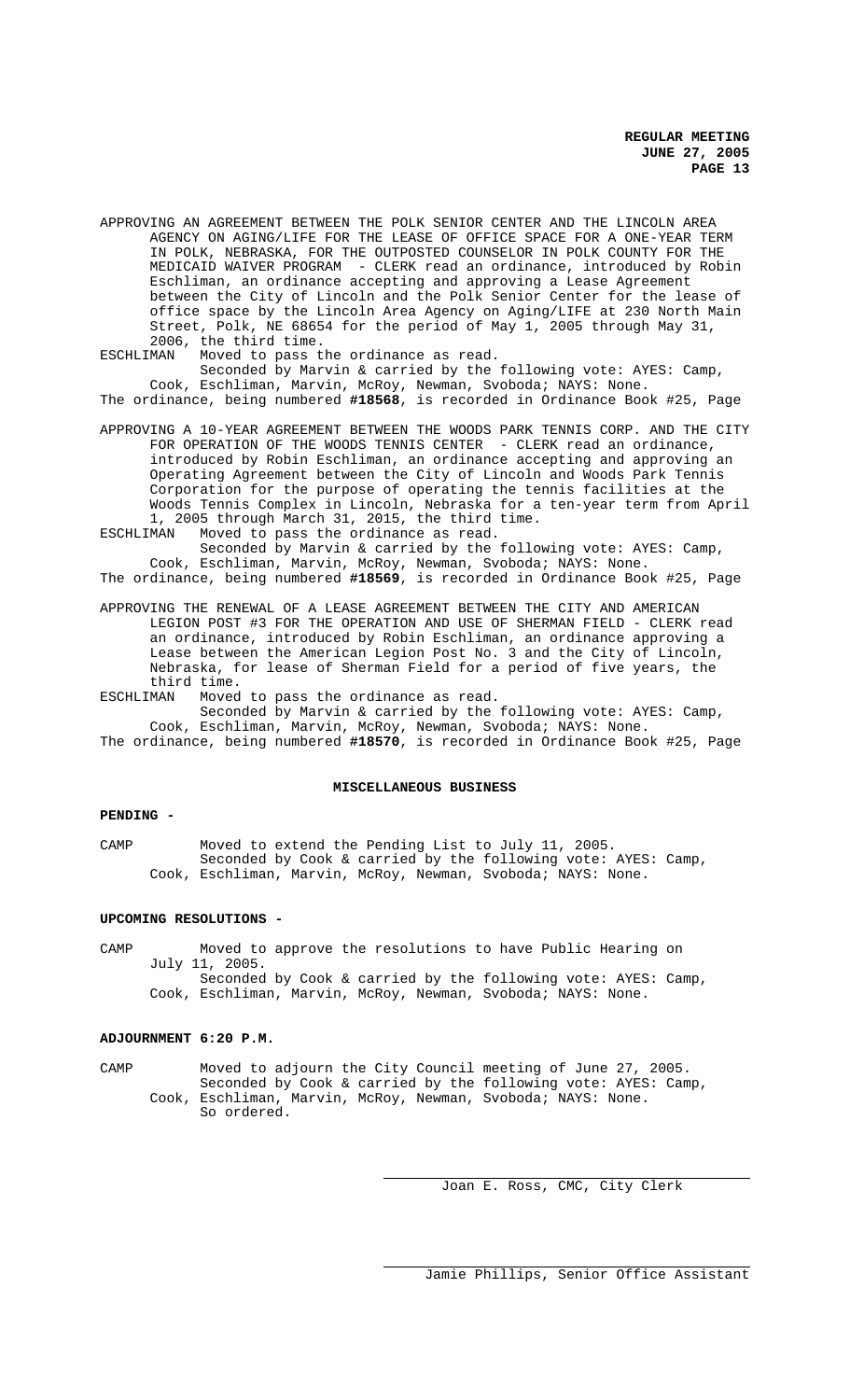APPROVING AN AGREEMENT BETWEEN THE POLK SENIOR CENTER AND THE LINCOLN AREA AGENCY ON AGING/LIFE FOR THE LEASE OF OFFICE SPACE FOR A ONE-YEAR TERM IN POLK, NEBRASKA, FOR THE OUTPOSTED COUNSELOR IN POLK COUNTY FOR THE MEDICAID WAIVER PROGRAM - CLERK read an ordinance, introduced by Robin Eschliman, an ordinance accepting and approving a Lease Agreement between the City of Lincoln and the Polk Senior Center for the lease of office space by the Lincoln Area Agency on Aging/LIFE at 230 North Main Street, Polk, NE 68654 for the period of May 1, 2005 through May 31, 2006, the third time.

ESCHLIMAN Moved to pass the ordinance as read.

Seconded by Marvin & carried by the following vote: AYES: Camp, Cook, Eschliman, Marvin, McRoy, Newman, Svoboda; NAYS: None.

The ordinance, being numbered **#18568**, is recorded in Ordinance Book #25, Page

APPROVING A 10-YEAR AGREEMENT BETWEEN THE WOODS PARK TENNIS CORP. AND THE CITY FOR OPERATION OF THE WOODS TENNIS CENTER - CLERK read an ordinance, introduced by Robin Eschliman, an ordinance accepting and approving an Operating Agreement between the City of Lincoln and Woods Park Tennis Corporation for the purpose of operating the tennis facilities at the Woods Tennis Complex in Lincoln, Nebraska for a ten-year term from April 1, 2005 through March 31, 2015, the third time.

ESCHLIMAN Moved to pass the ordinance as read.

Seconded by Marvin & carried by the following vote: AYES: Camp, Cook, Eschliman, Marvin, McRoy, Newman, Svoboda; NAYS: None.

The ordinance, being numbered **#18569**, is recorded in Ordinance Book #25, Page

APPROVING THE RENEWAL OF A LEASE AGREEMENT BETWEEN THE CITY AND AMERICAN LEGION POST #3 FOR THE OPERATION AND USE OF SHERMAN FIELD - CLERK read an ordinance, introduced by Robin Eschliman, an ordinance approving a Lease between the American Legion Post No. 3 and the City of Lincoln, Nebraska, for lease of Sherman Field for a period of five years, the third time.

ESCHLIMAN Moved to pass the ordinance as read.

Seconded by Marvin & carried by the following vote: AYES: Camp, Cook, Eschliman, Marvin, McRoy, Newman, Svoboda; NAYS: None.

The ordinance, being numbered **#18570**, is recorded in Ordinance Book #25, Page

## MISCELLANEOUS BUSINESS

**PENDING -**

CAMP Moved to extend the Pending List to July 11, 2005.

Seconded by Cook & carried by the following vote: AYES: Camp, Cook, Eschliman, Marvin, McRoy, Newman, Svoboda; NAYS: None.

**UPCOMING RESOLUTIONS -**

CAMP Moved to approve the resolutions to have Public Hearing on July 11, 2005.

Seconded by Cook & carried by the following vote: AYES: Camp, Cook, Eschliman, Marvin, McRoy, Newman, Svoboda; NAYS: None.

**ADJOURNMENT 6:20 P.M.**

CAMP Moved to adjourn the City Council meeting of June 27, 2005.

Seconded by Cook & carried by the following vote: AYES: Camp, Cook, Eschliman, Marvin, McRoy, Newman, Svoboda; NAYS: None.

So ordered.

Joan E. Ross, CMC, City Clerk

Jamie Phillips, Senior Office Assistant